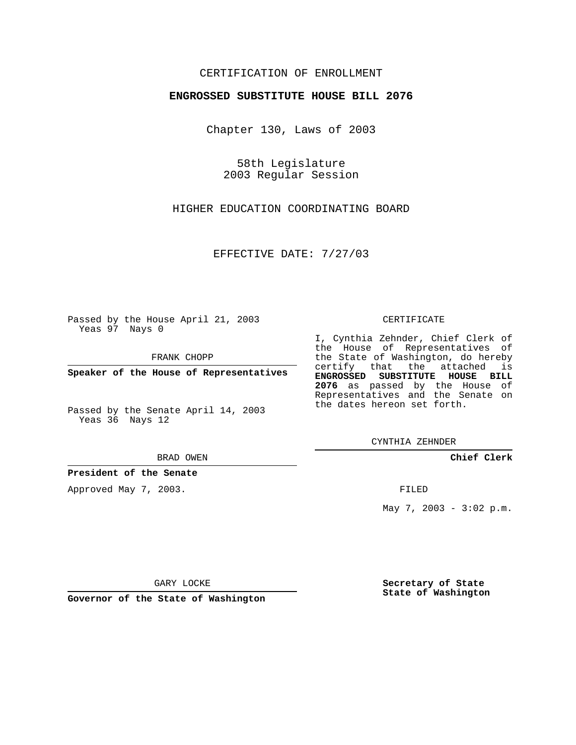CERTIFICATION OF ENROLLMENT

**ENGROSSED SUBSTITUTE HOUSE BILL 2076**

Chapter 130, Laws of 2003

58th Legislature
2003 Regular Session

HIGHER EDUCATION COORDINATING BOARD

EFFECTIVE DATE: 7/27/03

Passed by the House April 21, 2003
Yeas 97 Nays 0

FRANK CHOPP

**Speaker of the House of Representatives**

Passed by the Senate April 14, 2003
Yeas 36 Nays 12

BRAD OWEN

**President of the Senate**

Approved May 7, 2003.

GARY LOCKE

**Governor of the State of Washington**

CERTIFICATE

I, Cynthia Zehnder, Chief Clerk of the House of Representatives of the State of Washington, do hereby certify that the attached is **ENGROSSED SUBSTITUTE HOUSE BILL 2076** as passed by the House of Representatives and the Senate on the dates hereon set forth.

CYNTHIA ZEHNDER

**Chief Clerk**

FILED

May 7, 2003 - 3:02 p.m.

**Secretary of State**
**State of Washington**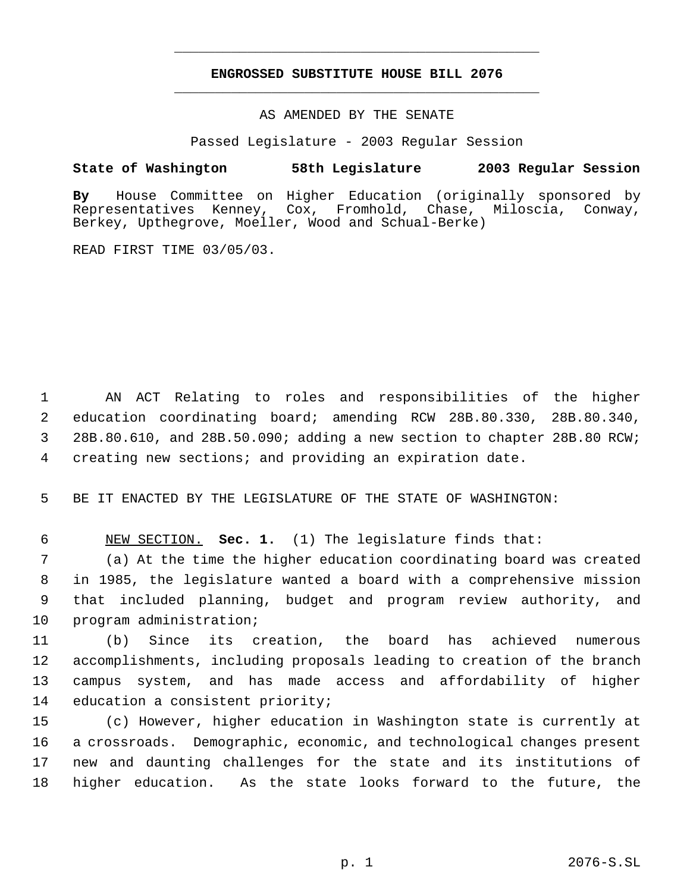**ENGROSSED SUBSTITUTE HOUSE BILL 2076**

AS AMENDED BY THE SENATE

Passed Legislature - 2003 Regular Session

**State of Washington 58th Legislature 2003 Regular Session**

**By** House Committee on Higher Education (originally sponsored by Representatives Kenney, Cox, Fromhold, Chase, Miloscia, Conway, Berkey, Upthegrove, Moeller, Wood and Schual-Berke)

READ FIRST TIME 03/05/03.

AN ACT Relating to roles and responsibilities of the higher education coordinating board; amending RCW 28B.80.330, 28B.80.340, 28B.80.610, and 28B.50.090; adding a new section to chapter 28B.80 RCW; creating new sections; and providing an expiration date.

BE IT ENACTED BY THE LEGISLATURE OF THE STATE OF WASHINGTON:

NEW SECTION. **Sec. 1.** (1) The legislature finds that:

(a) At the time the higher education coordinating board was created in 1985, the legislature wanted a board with a comprehensive mission that included planning, budget and program review authority, and program administration;

(b) Since its creation, the board has achieved numerous accomplishments, including proposals leading to creation of the branch campus system, and has made access and affordability of higher education a consistent priority;

(c) However, higher education in Washington state is currently at a crossroads. Demographic, economic, and technological changes present new and daunting challenges for the state and its institutions of higher education. As the state looks forward to the future, the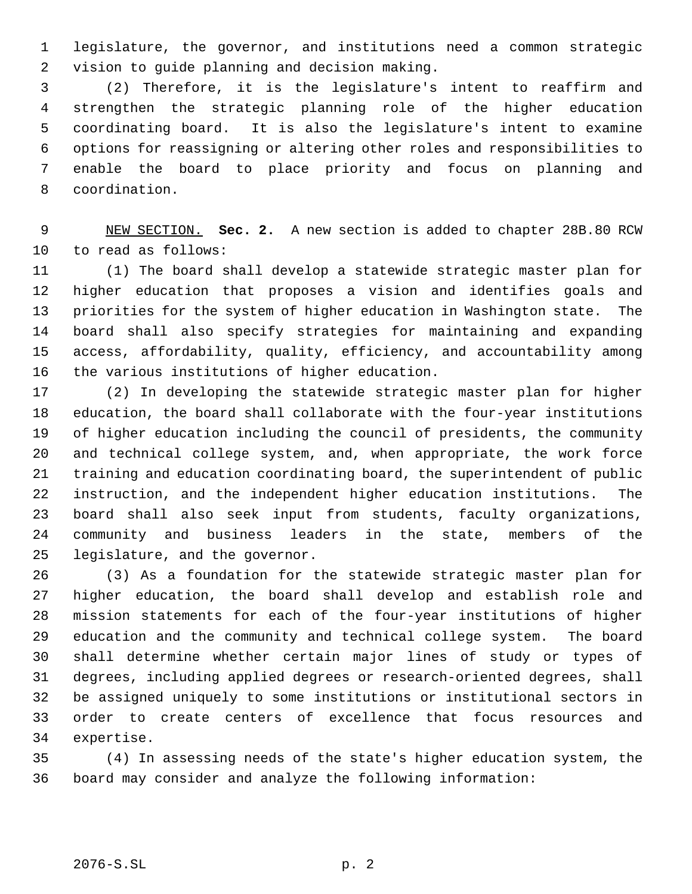legislature, the governor, and institutions need a common strategic vision to guide planning and decision making.

(2) Therefore, it is the legislature's intent to reaffirm and strengthen the strategic planning role of the higher education coordinating board. It is also the legislature's intent to examine options for reassigning or altering other roles and responsibilities to enable the board to place priority and focus on planning and coordination.

NEW SECTION. **Sec. 2.** A new section is added to chapter 28B.80 RCW to read as follows:

(1) The board shall develop a statewide strategic master plan for higher education that proposes a vision and identifies goals and priorities for the system of higher education in Washington state. The board shall also specify strategies for maintaining and expanding access, affordability, quality, efficiency, and accountability among the various institutions of higher education.

(2) In developing the statewide strategic master plan for higher education, the board shall collaborate with the four-year institutions of higher education including the council of presidents, the community and technical college system, and, when appropriate, the work force training and education coordinating board, the superintendent of public instruction, and the independent higher education institutions. The board shall also seek input from students, faculty organizations, community and business leaders in the state, members of the legislature, and the governor.

(3) As a foundation for the statewide strategic master plan for higher education, the board shall develop and establish role and mission statements for each of the four-year institutions of higher education and the community and technical college system. The board shall determine whether certain major lines of study or types of degrees, including applied degrees or research-oriented degrees, shall be assigned uniquely to some institutions or institutional sectors in order to create centers of excellence that focus resources and expertise.

(4) In assessing needs of the state's higher education system, the board may consider and analyze the following information: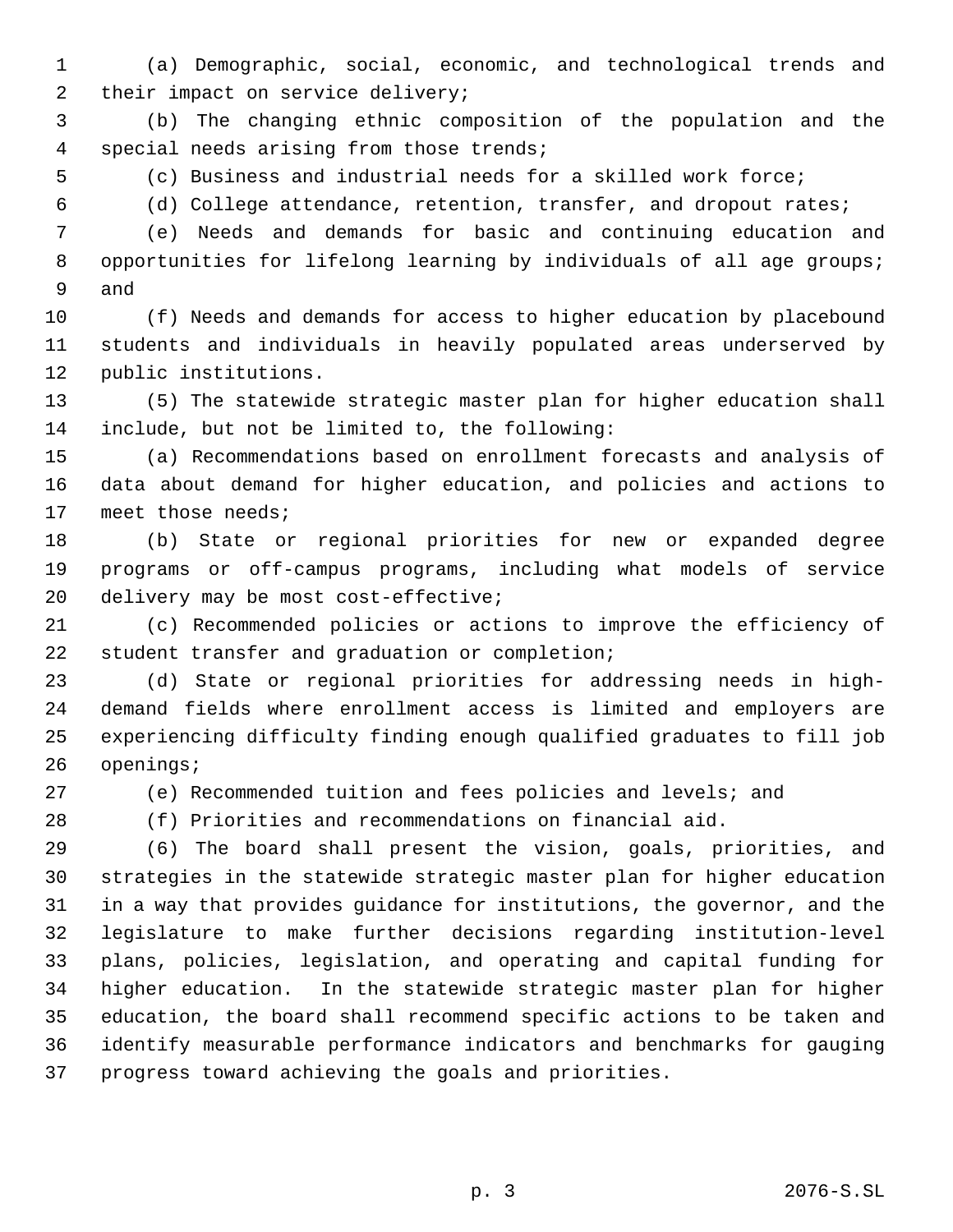(a) Demographic, social, economic, and technological trends and their impact on service delivery;

(b) The changing ethnic composition of the population and the special needs arising from those trends;

(c) Business and industrial needs for a skilled work force;

(d) College attendance, retention, transfer, and dropout rates;

(e) Needs and demands for basic and continuing education and opportunities for lifelong learning by individuals of all age groups; and

(f) Needs and demands for access to higher education by placebound students and individuals in heavily populated areas underserved by public institutions.

(5) The statewide strategic master plan for higher education shall include, but not be limited to, the following:

(a) Recommendations based on enrollment forecasts and analysis of data about demand for higher education, and policies and actions to meet those needs;

(b) State or regional priorities for new or expanded degree programs or off-campus programs, including what models of service delivery may be most cost-effective;

(c) Recommended policies or actions to improve the efficiency of student transfer and graduation or completion;

(d) State or regional priorities for addressing needs in high-demand fields where enrollment access is limited and employers are experiencing difficulty finding enough qualified graduates to fill job openings;

(e) Recommended tuition and fees policies and levels; and

(f) Priorities and recommendations on financial aid.

(6) The board shall present the vision, goals, priorities, and strategies in the statewide strategic master plan for higher education in a way that provides guidance for institutions, the governor, and the legislature to make further decisions regarding institution-level plans, policies, legislation, and operating and capital funding for higher education. In the statewide strategic master plan for higher education, the board shall recommend specific actions to be taken and identify measurable performance indicators and benchmarks for gauging progress toward achieving the goals and priorities.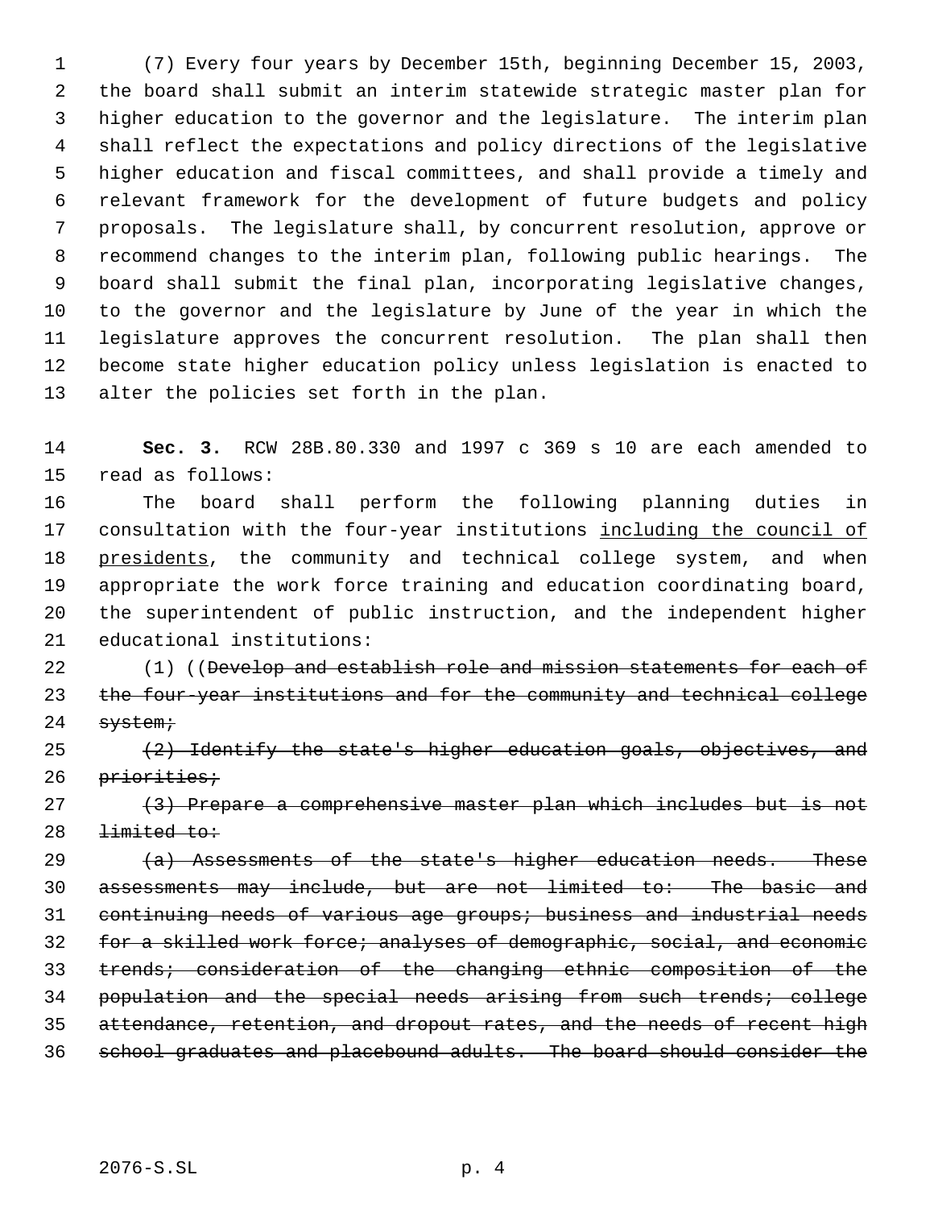(7) Every four years by December 15th, beginning December 15, 2003, the board shall submit an interim statewide strategic master plan for higher education to the governor and the legislature. The interim plan shall reflect the expectations and policy directions of the legislative higher education and fiscal committees, and shall provide a timely and relevant framework for the development of future budgets and policy proposals. The legislature shall, by concurrent resolution, approve or recommend changes to the interim plan, following public hearings. The board shall submit the final plan, incorporating legislative changes, to the governor and the legislature by June of the year in which the legislature approves the concurrent resolution. The plan shall then become state higher education policy unless legislation is enacted to alter the policies set forth in the plan.

**Sec. 3.** RCW 28B.80.330 and 1997 c 369 s 10 are each amended to read as follows:

The board shall perform the following planning duties in consultation with the four-year institutions <u>including the council of presidents</u>, the community and technical college system, and when appropriate the work force training and education coordinating board, the superintendent of public instruction, and the independent higher educational institutions:

(1) ((~~Develop and establish role and mission statements for each of the four-year institutions and for the community and technical college system;~~

~~(2) Identify the state's higher education goals, objectives, and priorities;~~

~~(3) Prepare a comprehensive master plan which includes but is not limited to:~~

~~(a) Assessments of the state's higher education needs. These assessments may include, but are not limited to: The basic and continuing needs of various age groups; business and industrial needs for a skilled work force; analyses of demographic, social, and economic trends; consideration of the changing ethnic composition of the population and the special needs arising from such trends; college attendance, retention, and dropout rates, and the needs of recent high school graduates and placebound adults. The board should consider the~~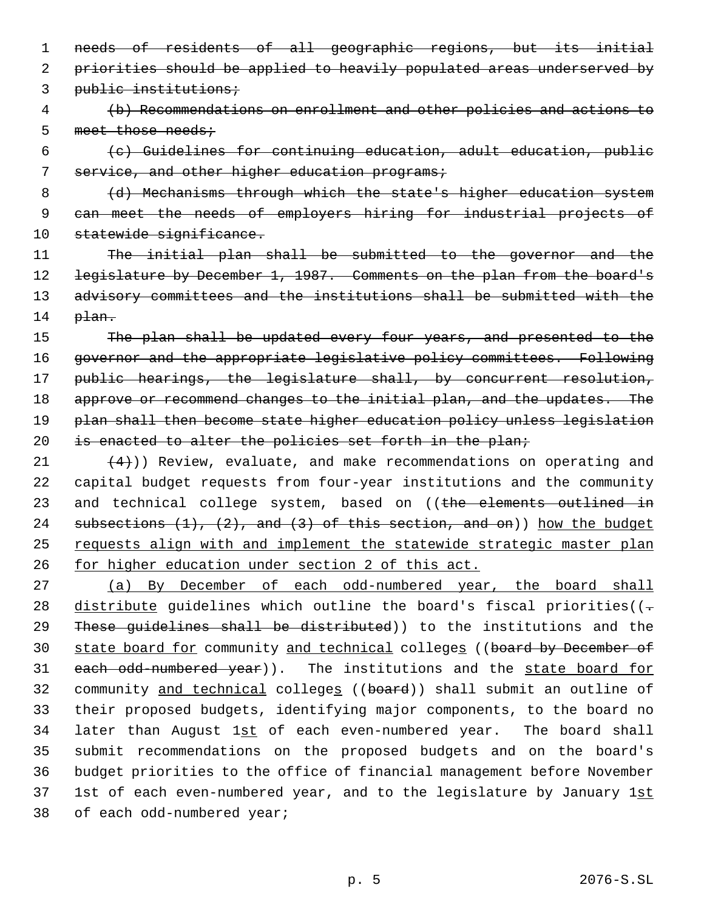~~needs of residents of all geographic regions, but its initial priorities should be applied to heavily populated areas underserved by public institutions;~~

~~(b) Recommendations on enrollment and other policies and actions to meet those needs;~~

~~(c) Guidelines for continuing education, adult education, public service, and other higher education programs;~~

~~(d) Mechanisms through which the state's higher education system can meet the needs of employers hiring for industrial projects of statewide significance.~~

~~The initial plan shall be submitted to the governor and the legislature by December 1, 1987. Comments on the plan from the board's advisory committees and the institutions shall be submitted with the plan.~~

~~The plan shall be updated every four years, and presented to the governor and the appropriate legislative policy committees. Following public hearings, the legislature shall, by concurrent resolution, approve or recommend changes to the initial plan, and the updates. The plan shall then become state higher education policy unless legislation is enacted to alter the policies set forth in the plan;~~

~~(4)~~)) Review, evaluate, and make recommendations on operating and capital budget requests from four-year institutions and the community and technical college system, based on ((~~the elements outlined in subsections (1), (2), and (3) of this section, and on~~)) <u>how the budget requests align with and implement the statewide strategic master plan for higher education under section 2 of this act.</u>

<u>(a) By December of each odd-numbered year, the board shall distribute</u> guidelines which outline the board's fiscal priorities((~~. These guidelines shall be distributed~~)) to the institutions and the <u>state board for</u> community <u>and technical</u> college<u>s</u> ((~~board by December of each odd-numbered year~~)). The institutions and the <u>state board for</u> community <u>and technical</u> college<u>s</u> ((~~board~~)) shall submit an outline of their proposed budgets, identifying major components, to the board no later than August 1<u>st</u> of each even-numbered year. The board shall submit recommendations on the proposed budgets and on the board's budget priorities to the office of financial management before November 1st of each even-numbered year, and to the legislature by January 1<u>st</u> of each odd-numbered year;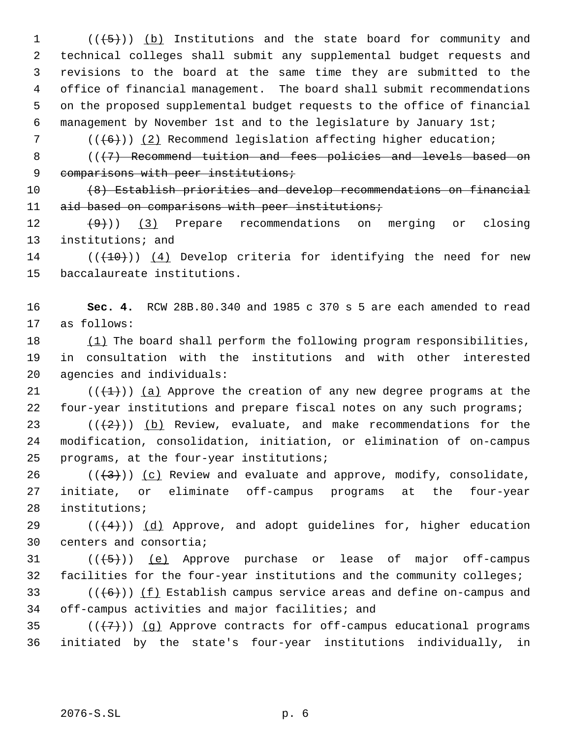((~~(5)~~)) <u>(b)</u> Institutions and the state board for community and technical colleges shall submit any supplemental budget requests and revisions to the board at the same time they are submitted to the office of financial management. The board shall submit recommendations on the proposed supplemental budget requests to the office of financial management by November 1st and to the legislature by January 1st;

((~~(6)~~)) <u>(2)</u> Recommend legislation affecting higher education;

((~~(7) Recommend tuition and fees policies and levels based on comparisons with peer institutions;~~

~~(8) Establish priorities and develop recommendations on financial aid based on comparisons with peer institutions;~~

~~(9)~~)) <u>(3)</u> Prepare recommendations on merging or closing institutions; and

((~~(10)~~)) <u>(4)</u> Develop criteria for identifying the need for new baccalaureate institutions.

**Sec. 4.** RCW 28B.80.340 and 1985 c 370 s 5 are each amended to read as follows:

<u>(1)</u> The board shall perform the following program responsibilities, in consultation with the institutions and with other interested agencies and individuals:

((~~(1)~~)) <u>(a)</u> Approve the creation of any new degree programs at the four-year institutions and prepare fiscal notes on any such programs;

((~~(2)~~)) <u>(b)</u> Review, evaluate, and make recommendations for the modification, consolidation, initiation, or elimination of on-campus programs, at the four-year institutions;

((~~(3)~~)) <u>(c)</u> Review and evaluate and approve, modify, consolidate, initiate, or eliminate off-campus programs at the four-year institutions;

((~~(4)~~)) <u>(d)</u> Approve, and adopt guidelines for, higher education centers and consortia;

((~~(5)~~)) <u>(e)</u> Approve purchase or lease of major off-campus facilities for the four-year institutions and the community colleges;

((~~(6)~~)) <u>(f)</u> Establish campus service areas and define on-campus and off-campus activities and major facilities; and

((~~(7)~~)) <u>(g)</u> Approve contracts for off-campus educational programs initiated by the state's four-year institutions individually, in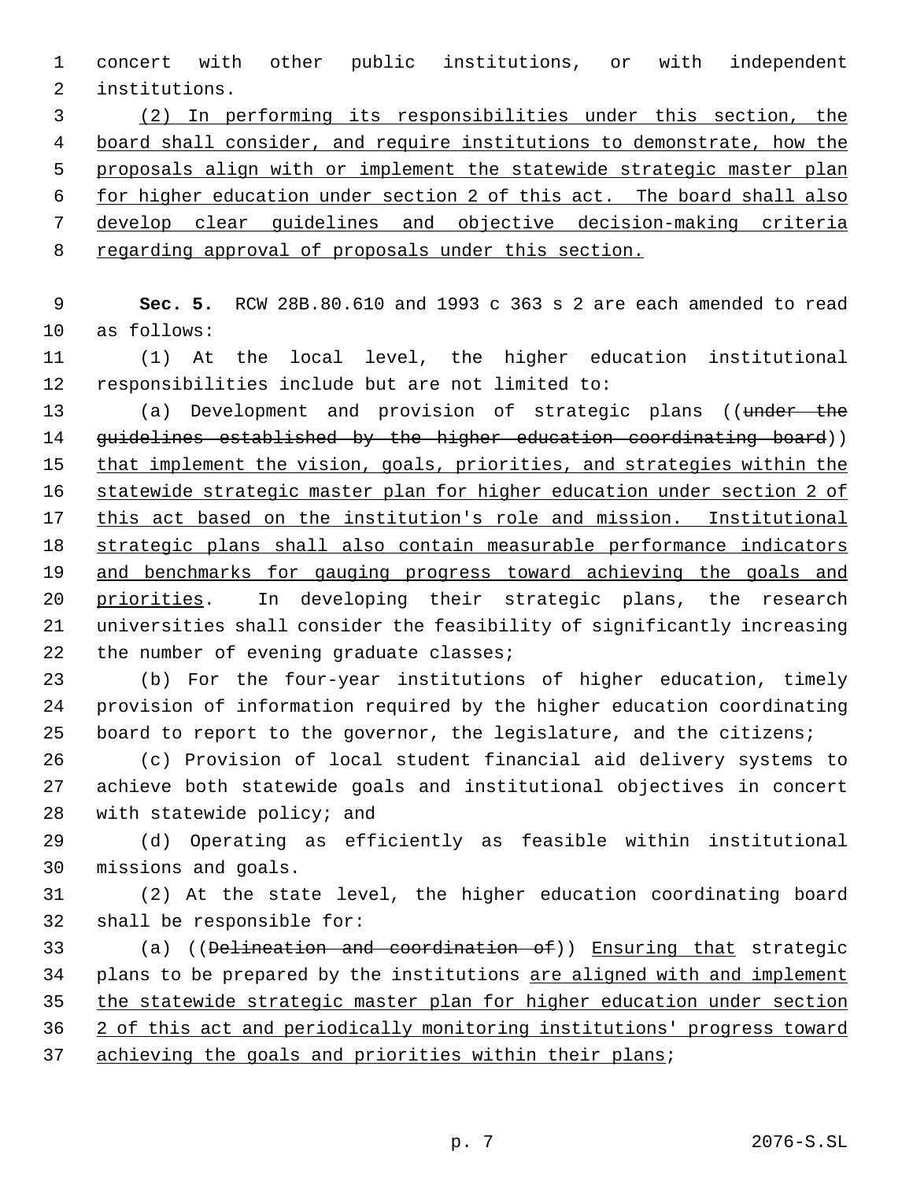concert with other public institutions, or with independent institutions.

(2) In performing its responsibilities under this section, the board shall consider, and require institutions to demonstrate, how the proposals align with or implement the statewide strategic master plan for higher education under section 2 of this act. The board shall also develop clear guidelines and objective decision-making criteria regarding approval of proposals under this section.

**Sec. 5.** RCW 28B.80.610 and 1993 c 363 s 2 are each amended to read as follows:

(1) At the local level, the higher education institutional responsibilities include but are not limited to:

(a) Development and provision of strategic plans ((~~under the guidelines established by the higher education coordinating board~~)) that implement the vision, goals, priorities, and strategies within the statewide strategic master plan for higher education under section 2 of this act based on the institution's role and mission. Institutional strategic plans shall also contain measurable performance indicators and benchmarks for gauging progress toward achieving the goals and priorities. In developing their strategic plans, the research universities shall consider the feasibility of significantly increasing the number of evening graduate classes;

(b) For the four-year institutions of higher education, timely provision of information required by the higher education coordinating board to report to the governor, the legislature, and the citizens;

(c) Provision of local student financial aid delivery systems to achieve both statewide goals and institutional objectives in concert with statewide policy; and

(d) Operating as efficiently as feasible within institutional missions and goals.

(2) At the state level, the higher education coordinating board shall be responsible for:

(a) ((~~Delineation and coordination of~~)) Ensuring that strategic plans to be prepared by the institutions are aligned with and implement the statewide strategic master plan for higher education under section 2 of this act and periodically monitoring institutions' progress toward achieving the goals and priorities within their plans;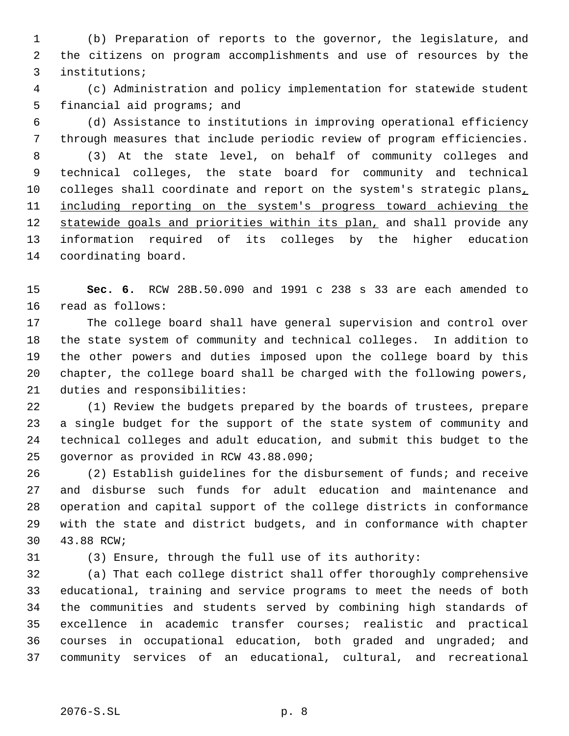(b) Preparation of reports to the governor, the legislature, and the citizens on program accomplishments and use of resources by the institutions;

(c) Administration and policy implementation for statewide student financial aid programs; and

(d) Assistance to institutions in improving operational efficiency through measures that include periodic review of program efficiencies.

(3) At the state level, on behalf of community colleges and technical colleges, the state board for community and technical colleges shall coordinate and report on the system's strategic plans<u>, including reporting on the system's progress toward achieving the statewide goals and priorities within its plan,</u> and shall provide any information required of its colleges by the higher education coordinating board.

**Sec. 6.** RCW 28B.50.090 and 1991 c 238 s 33 are each amended to read as follows:

The college board shall have general supervision and control over the state system of community and technical colleges. In addition to the other powers and duties imposed upon the college board by this chapter, the college board shall be charged with the following powers, duties and responsibilities:

(1) Review the budgets prepared by the boards of trustees, prepare a single budget for the support of the state system of community and technical colleges and adult education, and submit this budget to the governor as provided in RCW 43.88.090;

(2) Establish guidelines for the disbursement of funds; and receive and disburse such funds for adult education and maintenance and operation and capital support of the college districts in conformance with the state and district budgets, and in conformance with chapter 43.88 RCW;

(3) Ensure, through the full use of its authority:

(a) That each college district shall offer thoroughly comprehensive educational, training and service programs to meet the needs of both the communities and students served by combining high standards of excellence in academic transfer courses; realistic and practical courses in occupational education, both graded and ungraded; and community services of an educational, cultural, and recreational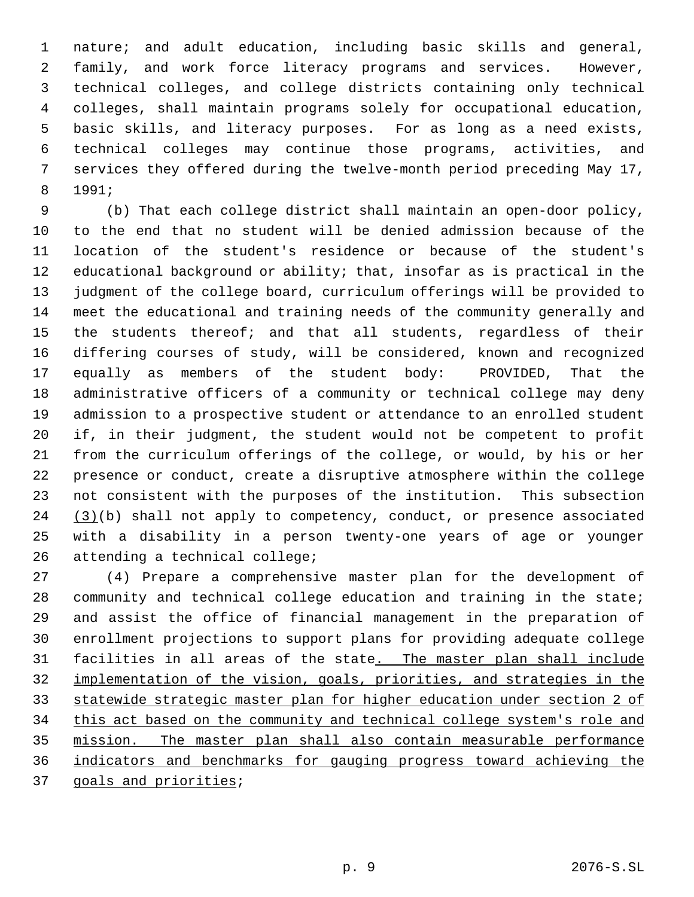nature; and adult education, including basic skills and general, family, and work force literacy programs and services. However, technical colleges, and college districts containing only technical colleges, shall maintain programs solely for occupational education, basic skills, and literacy purposes. For as long as a need exists, technical colleges may continue those programs, activities, and services they offered during the twelve-month period preceding May 17, 1991;

(b) That each college district shall maintain an open-door policy, to the end that no student will be denied admission because of the location of the student's residence or because of the student's educational background or ability; that, insofar as is practical in the judgment of the college board, curriculum offerings will be provided to meet the educational and training needs of the community generally and the students thereof; and that all students, regardless of their differing courses of study, will be considered, known and recognized equally as members of the student body: PROVIDED, That the administrative officers of a community or technical college may deny admission to a prospective student or attendance to an enrolled student if, in their judgment, the student would not be competent to profit from the curriculum offerings of the college, or would, by his or her presence or conduct, create a disruptive atmosphere within the college not consistent with the purposes of the institution. This subsection <u>(3)</u>(b) shall not apply to competency, conduct, or presence associated with a disability in a person twenty-one years of age or younger attending a technical college;

(4) Prepare a comprehensive master plan for the development of community and technical college education and training in the state; and assist the office of financial management in the preparation of enrollment projections to support plans for providing adequate college facilities in all areas of the state<u>. The master plan shall include implementation of the vision, goals, priorities, and strategies in the statewide strategic master plan for higher education under section 2 of this act based on the community and technical college system's role and mission. The master plan shall also contain measurable performance indicators and benchmarks for gauging progress toward achieving the goals and priorities</u>;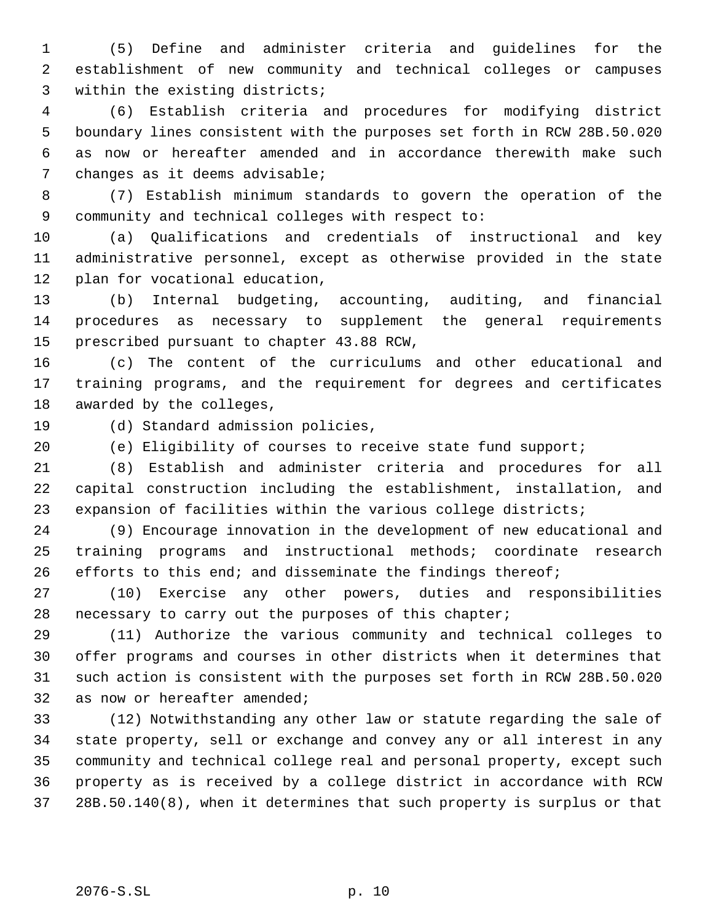(5) Define and administer criteria and guidelines for the establishment of new community and technical colleges or campuses within the existing districts;

(6) Establish criteria and procedures for modifying district boundary lines consistent with the purposes set forth in RCW 28B.50.020 as now or hereafter amended and in accordance therewith make such changes as it deems advisable;

(7) Establish minimum standards to govern the operation of the community and technical colleges with respect to:

(a) Qualifications and credentials of instructional and key administrative personnel, except as otherwise provided in the state plan for vocational education,

(b) Internal budgeting, accounting, auditing, and financial procedures as necessary to supplement the general requirements prescribed pursuant to chapter 43.88 RCW,

(c) The content of the curriculums and other educational and training programs, and the requirement for degrees and certificates awarded by the colleges,

(d) Standard admission policies,

(e) Eligibility of courses to receive state fund support;

(8) Establish and administer criteria and procedures for all capital construction including the establishment, installation, and expansion of facilities within the various college districts;

(9) Encourage innovation in the development of new educational and training programs and instructional methods; coordinate research efforts to this end; and disseminate the findings thereof;

(10) Exercise any other powers, duties and responsibilities necessary to carry out the purposes of this chapter;

(11) Authorize the various community and technical colleges to offer programs and courses in other districts when it determines that such action is consistent with the purposes set forth in RCW 28B.50.020 as now or hereafter amended;

(12) Notwithstanding any other law or statute regarding the sale of state property, sell or exchange and convey any or all interest in any community and technical college real and personal property, except such property as is received by a college district in accordance with RCW 28B.50.140(8), when it determines that such property is surplus or that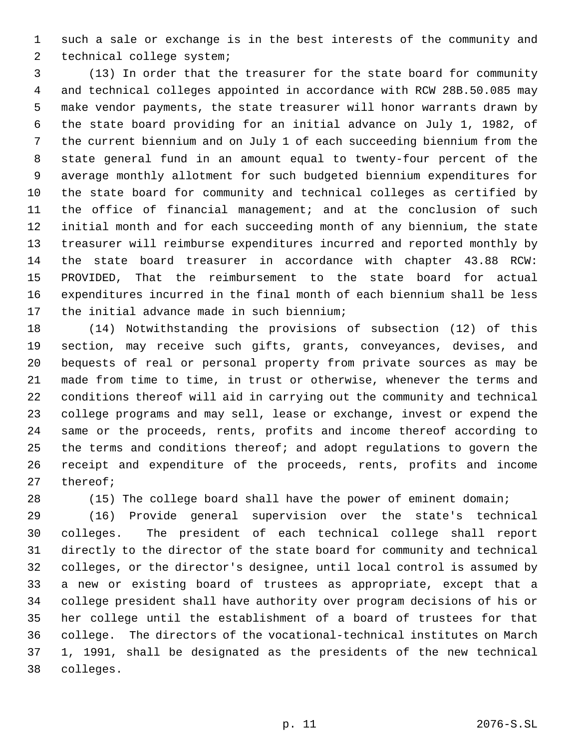such a sale or exchange is in the best interests of the community and technical college system;

(13) In order that the treasurer for the state board for community and technical colleges appointed in accordance with RCW 28B.50.085 may make vendor payments, the state treasurer will honor warrants drawn by the state board providing for an initial advance on July 1, 1982, of the current biennium and on July 1 of each succeeding biennium from the state general fund in an amount equal to twenty-four percent of the average monthly allotment for such budgeted biennium expenditures for the state board for community and technical colleges as certified by the office of financial management; and at the conclusion of such initial month and for each succeeding month of any biennium, the state treasurer will reimburse expenditures incurred and reported monthly by the state board treasurer in accordance with chapter 43.88 RCW: PROVIDED, That the reimbursement to the state board for actual expenditures incurred in the final month of each biennium shall be less the initial advance made in such biennium;

(14) Notwithstanding the provisions of subsection (12) of this section, may receive such gifts, grants, conveyances, devises, and bequests of real or personal property from private sources as may be made from time to time, in trust or otherwise, whenever the terms and conditions thereof will aid in carrying out the community and technical college programs and may sell, lease or exchange, invest or expend the same or the proceeds, rents, profits and income thereof according to the terms and conditions thereof; and adopt regulations to govern the receipt and expenditure of the proceeds, rents, profits and income thereof;

(15) The college board shall have the power of eminent domain;

(16) Provide general supervision over the state's technical colleges. The president of each technical college shall report directly to the director of the state board for community and technical colleges, or the director's designee, until local control is assumed by a new or existing board of trustees as appropriate, except that a college president shall have authority over program decisions of his or her college until the establishment of a board of trustees for that college. The directors of the vocational-technical institutes on March 1, 1991, shall be designated as the presidents of the new technical colleges.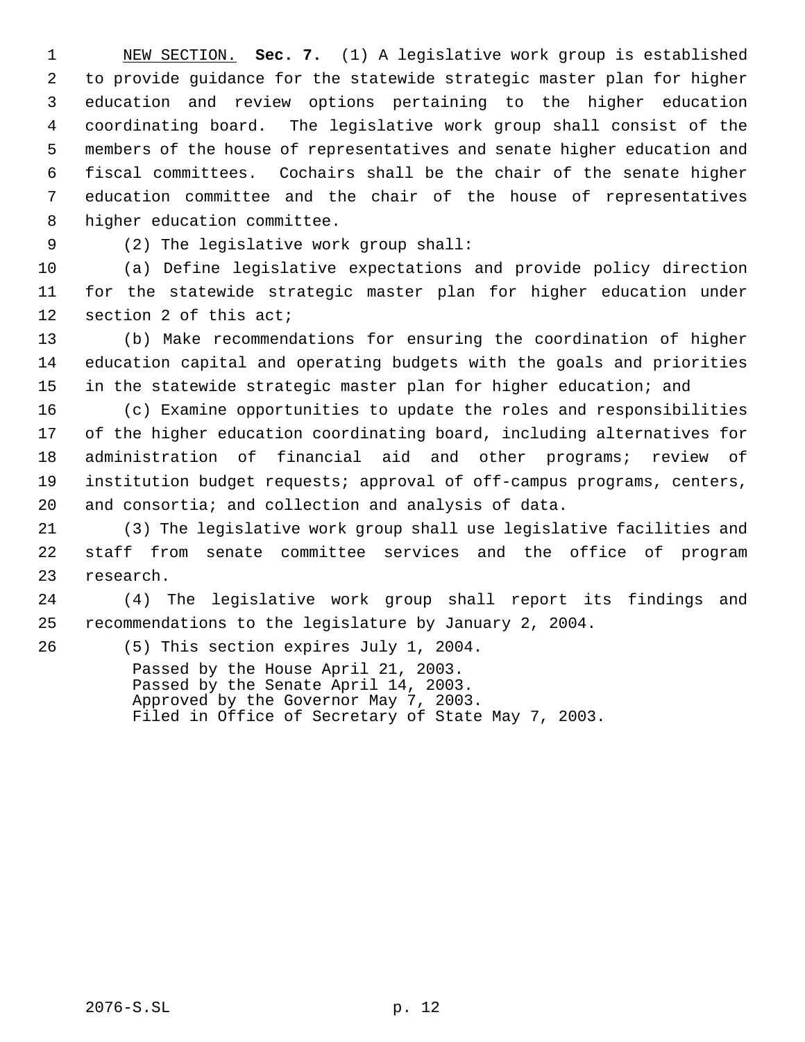NEW SECTION. **Sec. 7.** (1) A legislative work group is established to provide guidance for the statewide strategic master plan for higher education and review options pertaining to the higher education coordinating board. The legislative work group shall consist of the members of the house of representatives and senate higher education and fiscal committees. Cochairs shall be the chair of the senate higher education committee and the chair of the house of representatives higher education committee.

(2) The legislative work group shall:

(a) Define legislative expectations and provide policy direction for the statewide strategic master plan for higher education under section 2 of this act;

(b) Make recommendations for ensuring the coordination of higher education capital and operating budgets with the goals and priorities in the statewide strategic master plan for higher education; and

(c) Examine opportunities to update the roles and responsibilities of the higher education coordinating board, including alternatives for administration of financial aid and other programs; review of institution budget requests; approval of off-campus programs, centers, and consortia; and collection and analysis of data.

(3) The legislative work group shall use legislative facilities and staff from senate committee services and the office of program research.

(4) The legislative work group shall report its findings and recommendations to the legislature by January 2, 2004.

(5) This section expires July 1, 2004.

Passed by the House April 21, 2003.
Passed by the Senate April 14, 2003.
Approved by the Governor May 7, 2003.
Filed in Office of Secretary of State May 7, 2003.